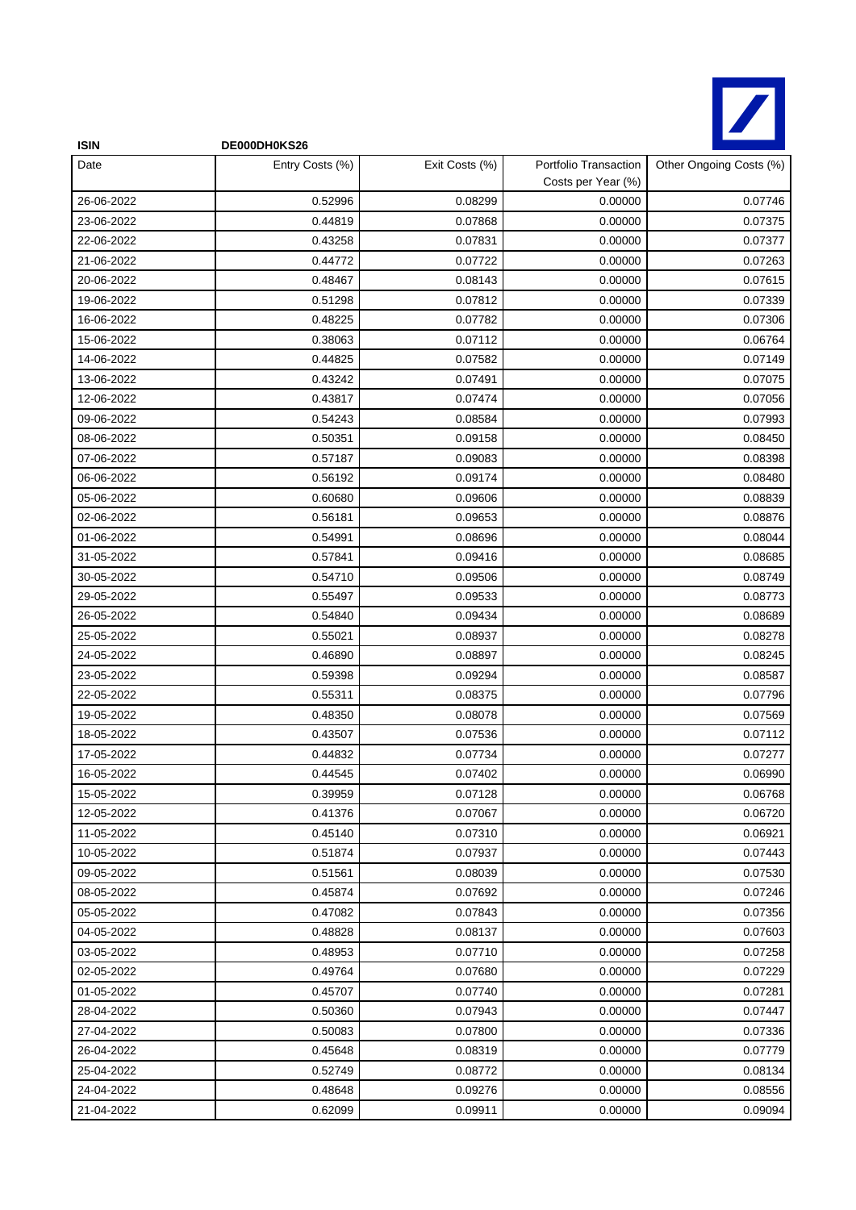| ISIN | DE000DH0KS26 | | | |
|---|---|---|---|---|
| Date | Entry Costs (%) | Exit Costs (%) | Portfolio Transaction Costs per Year (%) | Other Ongoing Costs (%) |
| 26-06-2022 | 0.52996 | 0.08299 | 0.00000 | 0.07746 |
| 23-06-2022 | 0.44819 | 0.07868 | 0.00000 | 0.07375 |
| 22-06-2022 | 0.43258 | 0.07831 | 0.00000 | 0.07377 |
| 21-06-2022 | 0.44772 | 0.07722 | 0.00000 | 0.07263 |
| 20-06-2022 | 0.48467 | 0.08143 | 0.00000 | 0.07615 |
| 19-06-2022 | 0.51298 | 0.07812 | 0.00000 | 0.07339 |
| 16-06-2022 | 0.48225 | 0.07782 | 0.00000 | 0.07306 |
| 15-06-2022 | 0.38063 | 0.07112 | 0.00000 | 0.06764 |
| 14-06-2022 | 0.44825 | 0.07582 | 0.00000 | 0.07149 |
| 13-06-2022 | 0.43242 | 0.07491 | 0.00000 | 0.07075 |
| 12-06-2022 | 0.43817 | 0.07474 | 0.00000 | 0.07056 |
| 09-06-2022 | 0.54243 | 0.08584 | 0.00000 | 0.07993 |
| 08-06-2022 | 0.50351 | 0.09158 | 0.00000 | 0.08450 |
| 07-06-2022 | 0.57187 | 0.09083 | 0.00000 | 0.08398 |
| 06-06-2022 | 0.56192 | 0.09174 | 0.00000 | 0.08480 |
| 05-06-2022 | 0.60680 | 0.09606 | 0.00000 | 0.08839 |
| 02-06-2022 | 0.56181 | 0.09653 | 0.00000 | 0.08876 |
| 01-06-2022 | 0.54991 | 0.08696 | 0.00000 | 0.08044 |
| 31-05-2022 | 0.57841 | 0.09416 | 0.00000 | 0.08685 |
| 30-05-2022 | 0.54710 | 0.09506 | 0.00000 | 0.08749 |
| 29-05-2022 | 0.55497 | 0.09533 | 0.00000 | 0.08773 |
| 26-05-2022 | 0.54840 | 0.09434 | 0.00000 | 0.08689 |
| 25-05-2022 | 0.55021 | 0.08937 | 0.00000 | 0.08278 |
| 24-05-2022 | 0.46890 | 0.08897 | 0.00000 | 0.08245 |
| 23-05-2022 | 0.59398 | 0.09294 | 0.00000 | 0.08587 |
| 22-05-2022 | 0.55311 | 0.08375 | 0.00000 | 0.07796 |
| 19-05-2022 | 0.48350 | 0.08078 | 0.00000 | 0.07569 |
| 18-05-2022 | 0.43507 | 0.07536 | 0.00000 | 0.07112 |
| 17-05-2022 | 0.44832 | 0.07734 | 0.00000 | 0.07277 |
| 16-05-2022 | 0.44545 | 0.07402 | 0.00000 | 0.06990 |
| 15-05-2022 | 0.39959 | 0.07128 | 0.00000 | 0.06768 |
| 12-05-2022 | 0.41376 | 0.07067 | 0.00000 | 0.06720 |
| 11-05-2022 | 0.45140 | 0.07310 | 0.00000 | 0.06921 |
| 10-05-2022 | 0.51874 | 0.07937 | 0.00000 | 0.07443 |
| 09-05-2022 | 0.51561 | 0.08039 | 0.00000 | 0.07530 |
| 08-05-2022 | 0.45874 | 0.07692 | 0.00000 | 0.07246 |
| 05-05-2022 | 0.47082 | 0.07843 | 0.00000 | 0.07356 |
| 04-05-2022 | 0.48828 | 0.08137 | 0.00000 | 0.07603 |
| 03-05-2022 | 0.48953 | 0.07710 | 0.00000 | 0.07258 |
| 02-05-2022 | 0.49764 | 0.07680 | 0.00000 | 0.07229 |
| 01-05-2022 | 0.45707 | 0.07740 | 0.00000 | 0.07281 |
| 28-04-2022 | 0.50360 | 0.07943 | 0.00000 | 0.07447 |
| 27-04-2022 | 0.50083 | 0.07800 | 0.00000 | 0.07336 |
| 26-04-2022 | 0.45648 | 0.08319 | 0.00000 | 0.07779 |
| 25-04-2022 | 0.52749 | 0.08772 | 0.00000 | 0.08134 |
| 24-04-2022 | 0.48648 | 0.09276 | 0.00000 | 0.08556 |
| 21-04-2022 | 0.62099 | 0.09911 | 0.00000 | 0.09094 |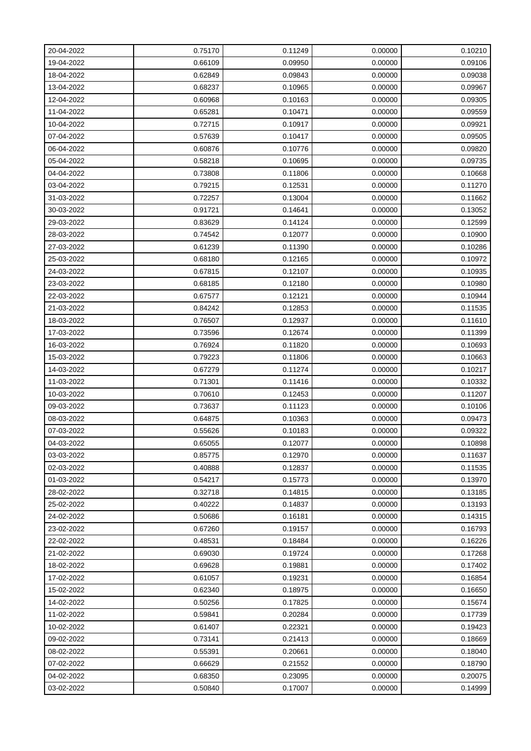| | | | | |
|---|---|---|---|---|
| 20-04-2022 | 0.75170 | 0.11249 | 0.00000 | 0.10210 |
| 19-04-2022 | 0.66109 | 0.09950 | 0.00000 | 0.09106 |
| 18-04-2022 | 0.62849 | 0.09843 | 0.00000 | 0.09038 |
| 13-04-2022 | 0.68237 | 0.10965 | 0.00000 | 0.09967 |
| 12-04-2022 | 0.60968 | 0.10163 | 0.00000 | 0.09305 |
| 11-04-2022 | 0.65281 | 0.10471 | 0.00000 | 0.09559 |
| 10-04-2022 | 0.72715 | 0.10917 | 0.00000 | 0.09921 |
| 07-04-2022 | 0.57639 | 0.10417 | 0.00000 | 0.09505 |
| 06-04-2022 | 0.60876 | 0.10776 | 0.00000 | 0.09820 |
| 05-04-2022 | 0.58218 | 0.10695 | 0.00000 | 0.09735 |
| 04-04-2022 | 0.73808 | 0.11806 | 0.00000 | 0.10668 |
| 03-04-2022 | 0.79215 | 0.12531 | 0.00000 | 0.11270 |
| 31-03-2022 | 0.72257 | 0.13004 | 0.00000 | 0.11662 |
| 30-03-2022 | 0.91721 | 0.14641 | 0.00000 | 0.13052 |
| 29-03-2022 | 0.83629 | 0.14124 | 0.00000 | 0.12599 |
| 28-03-2022 | 0.74542 | 0.12077 | 0.00000 | 0.10900 |
| 27-03-2022 | 0.61239 | 0.11390 | 0.00000 | 0.10286 |
| 25-03-2022 | 0.68180 | 0.12165 | 0.00000 | 0.10972 |
| 24-03-2022 | 0.67815 | 0.12107 | 0.00000 | 0.10935 |
| 23-03-2022 | 0.68185 | 0.12180 | 0.00000 | 0.10980 |
| 22-03-2022 | 0.67577 | 0.12121 | 0.00000 | 0.10944 |
| 21-03-2022 | 0.84242 | 0.12853 | 0.00000 | 0.11535 |
| 18-03-2022 | 0.76507 | 0.12937 | 0.00000 | 0.11610 |
| 17-03-2022 | 0.73596 | 0.12674 | 0.00000 | 0.11399 |
| 16-03-2022 | 0.76924 | 0.11820 | 0.00000 | 0.10693 |
| 15-03-2022 | 0.79223 | 0.11806 | 0.00000 | 0.10663 |
| 14-03-2022 | 0.67279 | 0.11274 | 0.00000 | 0.10217 |
| 11-03-2022 | 0.71301 | 0.11416 | 0.00000 | 0.10332 |
| 10-03-2022 | 0.70610 | 0.12453 | 0.00000 | 0.11207 |
| 09-03-2022 | 0.73637 | 0.11123 | 0.00000 | 0.10106 |
| 08-03-2022 | 0.64875 | 0.10363 | 0.00000 | 0.09473 |
| 07-03-2022 | 0.55626 | 0.10183 | 0.00000 | 0.09322 |
| 04-03-2022 | 0.65055 | 0.12077 | 0.00000 | 0.10898 |
| 03-03-2022 | 0.85775 | 0.12970 | 0.00000 | 0.11637 |
| 02-03-2022 | 0.40888 | 0.12837 | 0.00000 | 0.11535 |
| 01-03-2022 | 0.54217 | 0.15773 | 0.00000 | 0.13970 |
| 28-02-2022 | 0.32718 | 0.14815 | 0.00000 | 0.13185 |
| 25-02-2022 | 0.40222 | 0.14837 | 0.00000 | 0.13193 |
| 24-02-2022 | 0.50686 | 0.16181 | 0.00000 | 0.14315 |
| 23-02-2022 | 0.67260 | 0.19157 | 0.00000 | 0.16793 |
| 22-02-2022 | 0.48531 | 0.18484 | 0.00000 | 0.16226 |
| 21-02-2022 | 0.69030 | 0.19724 | 0.00000 | 0.17268 |
| 18-02-2022 | 0.69628 | 0.19881 | 0.00000 | 0.17402 |
| 17-02-2022 | 0.61057 | 0.19231 | 0.00000 | 0.16854 |
| 15-02-2022 | 0.62340 | 0.18975 | 0.00000 | 0.16650 |
| 14-02-2022 | 0.50256 | 0.17825 | 0.00000 | 0.15674 |
| 11-02-2022 | 0.59841 | 0.20284 | 0.00000 | 0.17739 |
| 10-02-2022 | 0.61407 | 0.22321 | 0.00000 | 0.19423 |
| 09-02-2022 | 0.73141 | 0.21413 | 0.00000 | 0.18669 |
| 08-02-2022 | 0.55391 | 0.20661 | 0.00000 | 0.18040 |
| 07-02-2022 | 0.66629 | 0.21552 | 0.00000 | 0.18790 |
| 04-02-2022 | 0.68350 | 0.23095 | 0.00000 | 0.20075 |
| 03-02-2022 | 0.50840 | 0.17007 | 0.00000 | 0.14999 |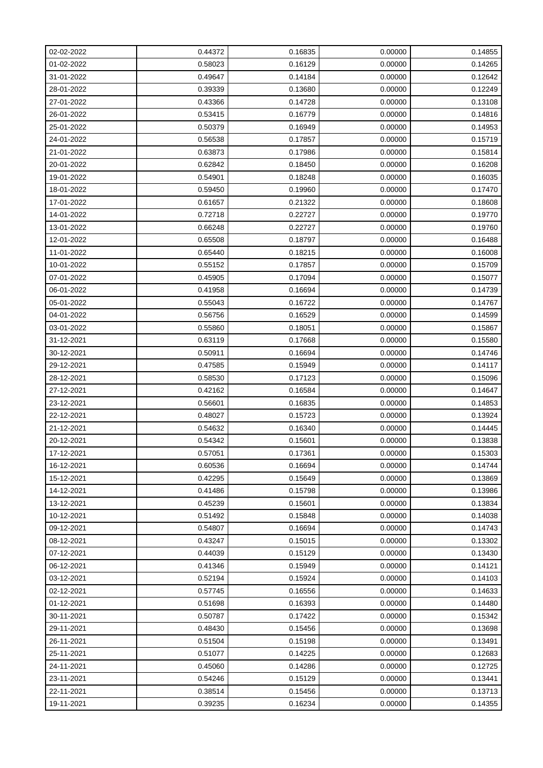| 02-02-2022 | 0.44372 | 0.16835 | 0.00000 | 0.14855 |
|---|---|---|---|---|
| 01-02-2022 | 0.58023 | 0.16129 | 0.00000 | 0.14265 |
| 31-01-2022 | 0.49647 | 0.14184 | 0.00000 | 0.12642 |
| 28-01-2022 | 0.39339 | 0.13680 | 0.00000 | 0.12249 |
| 27-01-2022 | 0.43366 | 0.14728 | 0.00000 | 0.13108 |
| 26-01-2022 | 0.53415 | 0.16779 | 0.00000 | 0.14816 |
| 25-01-2022 | 0.50379 | 0.16949 | 0.00000 | 0.14953 |
| 24-01-2022 | 0.56538 | 0.17857 | 0.00000 | 0.15719 |
| 21-01-2022 | 0.63873 | 0.17986 | 0.00000 | 0.15814 |
| 20-01-2022 | 0.62842 | 0.18450 | 0.00000 | 0.16208 |
| 19-01-2022 | 0.54901 | 0.18248 | 0.00000 | 0.16035 |
| 18-01-2022 | 0.59450 | 0.19960 | 0.00000 | 0.17470 |
| 17-01-2022 | 0.61657 | 0.21322 | 0.00000 | 0.18608 |
| 14-01-2022 | 0.72718 | 0.22727 | 0.00000 | 0.19770 |
| 13-01-2022 | 0.66248 | 0.22727 | 0.00000 | 0.19760 |
| 12-01-2022 | 0.65508 | 0.18797 | 0.00000 | 0.16488 |
| 11-01-2022 | 0.65440 | 0.18215 | 0.00000 | 0.16008 |
| 10-01-2022 | 0.55152 | 0.17857 | 0.00000 | 0.15709 |
| 07-01-2022 | 0.45905 | 0.17094 | 0.00000 | 0.15077 |
| 06-01-2022 | 0.41958 | 0.16694 | 0.00000 | 0.14739 |
| 05-01-2022 | 0.55043 | 0.16722 | 0.00000 | 0.14767 |
| 04-01-2022 | 0.56756 | 0.16529 | 0.00000 | 0.14599 |
| 03-01-2022 | 0.55860 | 0.18051 | 0.00000 | 0.15867 |
| 31-12-2021 | 0.63119 | 0.17668 | 0.00000 | 0.15580 |
| 30-12-2021 | 0.50911 | 0.16694 | 0.00000 | 0.14746 |
| 29-12-2021 | 0.47585 | 0.15949 | 0.00000 | 0.14117 |
| 28-12-2021 | 0.58530 | 0.17123 | 0.00000 | 0.15096 |
| 27-12-2021 | 0.42162 | 0.16584 | 0.00000 | 0.14647 |
| 23-12-2021 | 0.56601 | 0.16835 | 0.00000 | 0.14853 |
| 22-12-2021 | 0.48027 | 0.15723 | 0.00000 | 0.13924 |
| 21-12-2021 | 0.54632 | 0.16340 | 0.00000 | 0.14445 |
| 20-12-2021 | 0.54342 | 0.15601 | 0.00000 | 0.13838 |
| 17-12-2021 | 0.57051 | 0.17361 | 0.00000 | 0.15303 |
| 16-12-2021 | 0.60536 | 0.16694 | 0.00000 | 0.14744 |
| 15-12-2021 | 0.42295 | 0.15649 | 0.00000 | 0.13869 |
| 14-12-2021 | 0.41486 | 0.15798 | 0.00000 | 0.13986 |
| 13-12-2021 | 0.45239 | 0.15601 | 0.00000 | 0.13834 |
| 10-12-2021 | 0.51492 | 0.15848 | 0.00000 | 0.14038 |
| 09-12-2021 | 0.54807 | 0.16694 | 0.00000 | 0.14743 |
| 08-12-2021 | 0.43247 | 0.15015 | 0.00000 | 0.13302 |
| 07-12-2021 | 0.44039 | 0.15129 | 0.00000 | 0.13430 |
| 06-12-2021 | 0.41346 | 0.15949 | 0.00000 | 0.14121 |
| 03-12-2021 | 0.52194 | 0.15924 | 0.00000 | 0.14103 |
| 02-12-2021 | 0.57745 | 0.16556 | 0.00000 | 0.14633 |
| 01-12-2021 | 0.51698 | 0.16393 | 0.00000 | 0.14480 |
| 30-11-2021 | 0.50787 | 0.17422 | 0.00000 | 0.15342 |
| 29-11-2021 | 0.48430 | 0.15456 | 0.00000 | 0.13698 |
| 26-11-2021 | 0.51504 | 0.15198 | 0.00000 | 0.13491 |
| 25-11-2021 | 0.51077 | 0.14225 | 0.00000 | 0.12683 |
| 24-11-2021 | 0.45060 | 0.14286 | 0.00000 | 0.12725 |
| 23-11-2021 | 0.54246 | 0.15129 | 0.00000 | 0.13441 |
| 22-11-2021 | 0.38514 | 0.15456 | 0.00000 | 0.13713 |
| 19-11-2021 | 0.39235 | 0.16234 | 0.00000 | 0.14355 |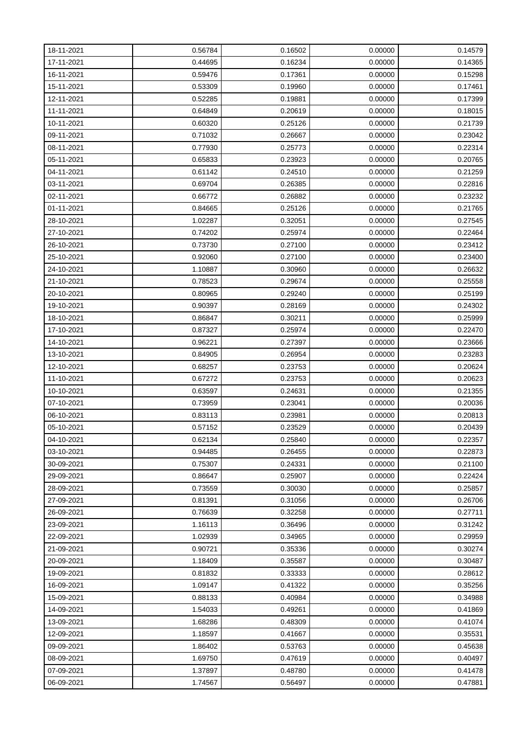| 18-11-2021 | 0.56784 | 0.16502 | 0.00000 | 0.14579 |
|---|---|---|---|---|
| 17-11-2021 | 0.44695 | 0.16234 | 0.00000 | 0.14365 |
| 16-11-2021 | 0.59476 | 0.17361 | 0.00000 | 0.15298 |
| 15-11-2021 | 0.53309 | 0.19960 | 0.00000 | 0.17461 |
| 12-11-2021 | 0.52285 | 0.19881 | 0.00000 | 0.17399 |
| 11-11-2021 | 0.64849 | 0.20619 | 0.00000 | 0.18015 |
| 10-11-2021 | 0.60320 | 0.25126 | 0.00000 | 0.21739 |
| 09-11-2021 | 0.71032 | 0.26667 | 0.00000 | 0.23042 |
| 08-11-2021 | 0.77930 | 0.25773 | 0.00000 | 0.22314 |
| 05-11-2021 | 0.65833 | 0.23923 | 0.00000 | 0.20765 |
| 04-11-2021 | 0.61142 | 0.24510 | 0.00000 | 0.21259 |
| 03-11-2021 | 0.69704 | 0.26385 | 0.00000 | 0.22816 |
| 02-11-2021 | 0.66772 | 0.26882 | 0.00000 | 0.23232 |
| 01-11-2021 | 0.84665 | 0.25126 | 0.00000 | 0.21765 |
| 28-10-2021 | 1.02287 | 0.32051 | 0.00000 | 0.27545 |
| 27-10-2021 | 0.74202 | 0.25974 | 0.00000 | 0.22464 |
| 26-10-2021 | 0.73730 | 0.27100 | 0.00000 | 0.23412 |
| 25-10-2021 | 0.92060 | 0.27100 | 0.00000 | 0.23400 |
| 24-10-2021 | 1.10887 | 0.30960 | 0.00000 | 0.26632 |
| 21-10-2021 | 0.78523 | 0.29674 | 0.00000 | 0.25558 |
| 20-10-2021 | 0.80965 | 0.29240 | 0.00000 | 0.25199 |
| 19-10-2021 | 0.90397 | 0.28169 | 0.00000 | 0.24302 |
| 18-10-2021 | 0.86847 | 0.30211 | 0.00000 | 0.25999 |
| 17-10-2021 | 0.87327 | 0.25974 | 0.00000 | 0.22470 |
| 14-10-2021 | 0.96221 | 0.27397 | 0.00000 | 0.23666 |
| 13-10-2021 | 0.84905 | 0.26954 | 0.00000 | 0.23283 |
| 12-10-2021 | 0.68257 | 0.23753 | 0.00000 | 0.20624 |
| 11-10-2021 | 0.67272 | 0.23753 | 0.00000 | 0.20623 |
| 10-10-2021 | 0.63597 | 0.24631 | 0.00000 | 0.21355 |
| 07-10-2021 | 0.73959 | 0.23041 | 0.00000 | 0.20036 |
| 06-10-2021 | 0.83113 | 0.23981 | 0.00000 | 0.20813 |
| 05-10-2021 | 0.57152 | 0.23529 | 0.00000 | 0.20439 |
| 04-10-2021 | 0.62134 | 0.25840 | 0.00000 | 0.22357 |
| 03-10-2021 | 0.94485 | 0.26455 | 0.00000 | 0.22873 |
| 30-09-2021 | 0.75307 | 0.24331 | 0.00000 | 0.21100 |
| 29-09-2021 | 0.86647 | 0.25907 | 0.00000 | 0.22424 |
| 28-09-2021 | 0.73559 | 0.30030 | 0.00000 | 0.25857 |
| 27-09-2021 | 0.81391 | 0.31056 | 0.00000 | 0.26706 |
| 26-09-2021 | 0.76639 | 0.32258 | 0.00000 | 0.27711 |
| 23-09-2021 | 1.16113 | 0.36496 | 0.00000 | 0.31242 |
| 22-09-2021 | 1.02939 | 0.34965 | 0.00000 | 0.29959 |
| 21-09-2021 | 0.90721 | 0.35336 | 0.00000 | 0.30274 |
| 20-09-2021 | 1.18409 | 0.35587 | 0.00000 | 0.30487 |
| 19-09-2021 | 0.81832 | 0.33333 | 0.00000 | 0.28612 |
| 16-09-2021 | 1.09147 | 0.41322 | 0.00000 | 0.35256 |
| 15-09-2021 | 0.88133 | 0.40984 | 0.00000 | 0.34988 |
| 14-09-2021 | 1.54033 | 0.49261 | 0.00000 | 0.41869 |
| 13-09-2021 | 1.68286 | 0.48309 | 0.00000 | 0.41074 |
| 12-09-2021 | 1.18597 | 0.41667 | 0.00000 | 0.35531 |
| 09-09-2021 | 1.86402 | 0.53763 | 0.00000 | 0.45638 |
| 08-09-2021 | 1.69750 | 0.47619 | 0.00000 | 0.40497 |
| 07-09-2021 | 1.37897 | 0.48780 | 0.00000 | 0.41478 |
| 06-09-2021 | 1.74567 | 0.56497 | 0.00000 | 0.47881 |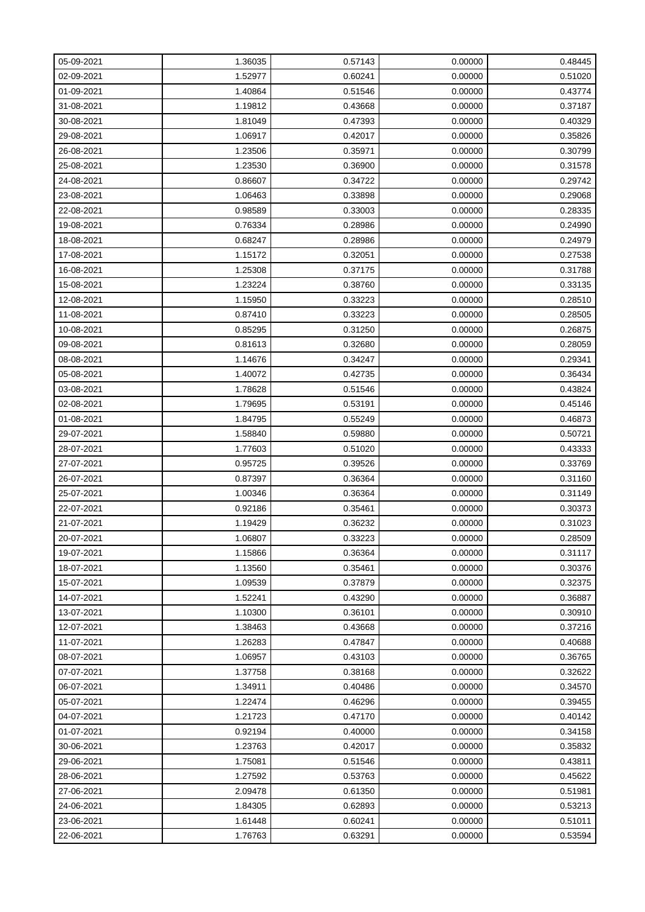| | | | | |
|---|---|---|---|---|
| 05-09-2021 | 1.36035 | 0.57143 | 0.00000 | 0.48445 |
| 02-09-2021 | 1.52977 | 0.60241 | 0.00000 | 0.51020 |
| 01-09-2021 | 1.40864 | 0.51546 | 0.00000 | 0.43774 |
| 31-08-2021 | 1.19812 | 0.43668 | 0.00000 | 0.37187 |
| 30-08-2021 | 1.81049 | 0.47393 | 0.00000 | 0.40329 |
| 29-08-2021 | 1.06917 | 0.42017 | 0.00000 | 0.35826 |
| 26-08-2021 | 1.23506 | 0.35971 | 0.00000 | 0.30799 |
| 25-08-2021 | 1.23530 | 0.36900 | 0.00000 | 0.31578 |
| 24-08-2021 | 0.86607 | 0.34722 | 0.00000 | 0.29742 |
| 23-08-2021 | 1.06463 | 0.33898 | 0.00000 | 0.29068 |
| 22-08-2021 | 0.98589 | 0.33003 | 0.00000 | 0.28335 |
| 19-08-2021 | 0.76334 | 0.28986 | 0.00000 | 0.24990 |
| 18-08-2021 | 0.68247 | 0.28986 | 0.00000 | 0.24979 |
| 17-08-2021 | 1.15172 | 0.32051 | 0.00000 | 0.27538 |
| 16-08-2021 | 1.25308 | 0.37175 | 0.00000 | 0.31788 |
| 15-08-2021 | 1.23224 | 0.38760 | 0.00000 | 0.33135 |
| 12-08-2021 | 1.15950 | 0.33223 | 0.00000 | 0.28510 |
| 11-08-2021 | 0.87410 | 0.33223 | 0.00000 | 0.28505 |
| 10-08-2021 | 0.85295 | 0.31250 | 0.00000 | 0.26875 |
| 09-08-2021 | 0.81613 | 0.32680 | 0.00000 | 0.28059 |
| 08-08-2021 | 1.14676 | 0.34247 | 0.00000 | 0.29341 |
| 05-08-2021 | 1.40072 | 0.42735 | 0.00000 | 0.36434 |
| 03-08-2021 | 1.78628 | 0.51546 | 0.00000 | 0.43824 |
| 02-08-2021 | 1.79695 | 0.53191 | 0.00000 | 0.45146 |
| 01-08-2021 | 1.84795 | 0.55249 | 0.00000 | 0.46873 |
| 29-07-2021 | 1.58840 | 0.59880 | 0.00000 | 0.50721 |
| 28-07-2021 | 1.77603 | 0.51020 | 0.00000 | 0.43333 |
| 27-07-2021 | 0.95725 | 0.39526 | 0.00000 | 0.33769 |
| 26-07-2021 | 0.87397 | 0.36364 | 0.00000 | 0.31160 |
| 25-07-2021 | 1.00346 | 0.36364 | 0.00000 | 0.31149 |
| 22-07-2021 | 0.92186 | 0.35461 | 0.00000 | 0.30373 |
| 21-07-2021 | 1.19429 | 0.36232 | 0.00000 | 0.31023 |
| 20-07-2021 | 1.06807 | 0.33223 | 0.00000 | 0.28509 |
| 19-07-2021 | 1.15866 | 0.36364 | 0.00000 | 0.31117 |
| 18-07-2021 | 1.13560 | 0.35461 | 0.00000 | 0.30376 |
| 15-07-2021 | 1.09539 | 0.37879 | 0.00000 | 0.32375 |
| 14-07-2021 | 1.52241 | 0.43290 | 0.00000 | 0.36887 |
| 13-07-2021 | 1.10300 | 0.36101 | 0.00000 | 0.30910 |
| 12-07-2021 | 1.38463 | 0.43668 | 0.00000 | 0.37216 |
| 11-07-2021 | 1.26283 | 0.47847 | 0.00000 | 0.40688 |
| 08-07-2021 | 1.06957 | 0.43103 | 0.00000 | 0.36765 |
| 07-07-2021 | 1.37758 | 0.38168 | 0.00000 | 0.32622 |
| 06-07-2021 | 1.34911 | 0.40486 | 0.00000 | 0.34570 |
| 05-07-2021 | 1.22474 | 0.46296 | 0.00000 | 0.39455 |
| 04-07-2021 | 1.21723 | 0.47170 | 0.00000 | 0.40142 |
| 01-07-2021 | 0.92194 | 0.40000 | 0.00000 | 0.34158 |
| 30-06-2021 | 1.23763 | 0.42017 | 0.00000 | 0.35832 |
| 29-06-2021 | 1.75081 | 0.51546 | 0.00000 | 0.43811 |
| 28-06-2021 | 1.27592 | 0.53763 | 0.00000 | 0.45622 |
| 27-06-2021 | 2.09478 | 0.61350 | 0.00000 | 0.51981 |
| 24-06-2021 | 1.84305 | 0.62893 | 0.00000 | 0.53213 |
| 23-06-2021 | 1.61448 | 0.60241 | 0.00000 | 0.51011 |
| 22-06-2021 | 1.76763 | 0.63291 | 0.00000 | 0.53594 |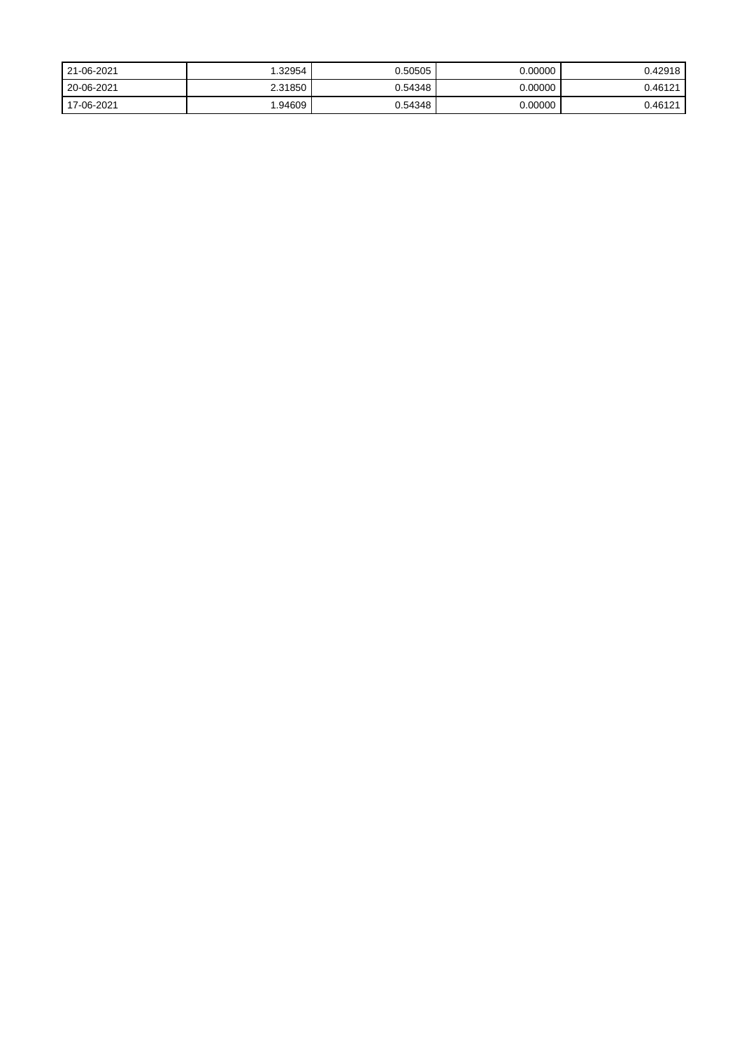| | | | | |
|---|---|---|---|---|
| 21-06-2021 | 1.32954 | 0.50505 | 0.00000 | 0.42918 |
| 20-06-2021 | 2.31850 | 0.54348 | 0.00000 | 0.46121 |
| 17-06-2021 | 1.94609 | 0.54348 | 0.00000 | 0.46121 |